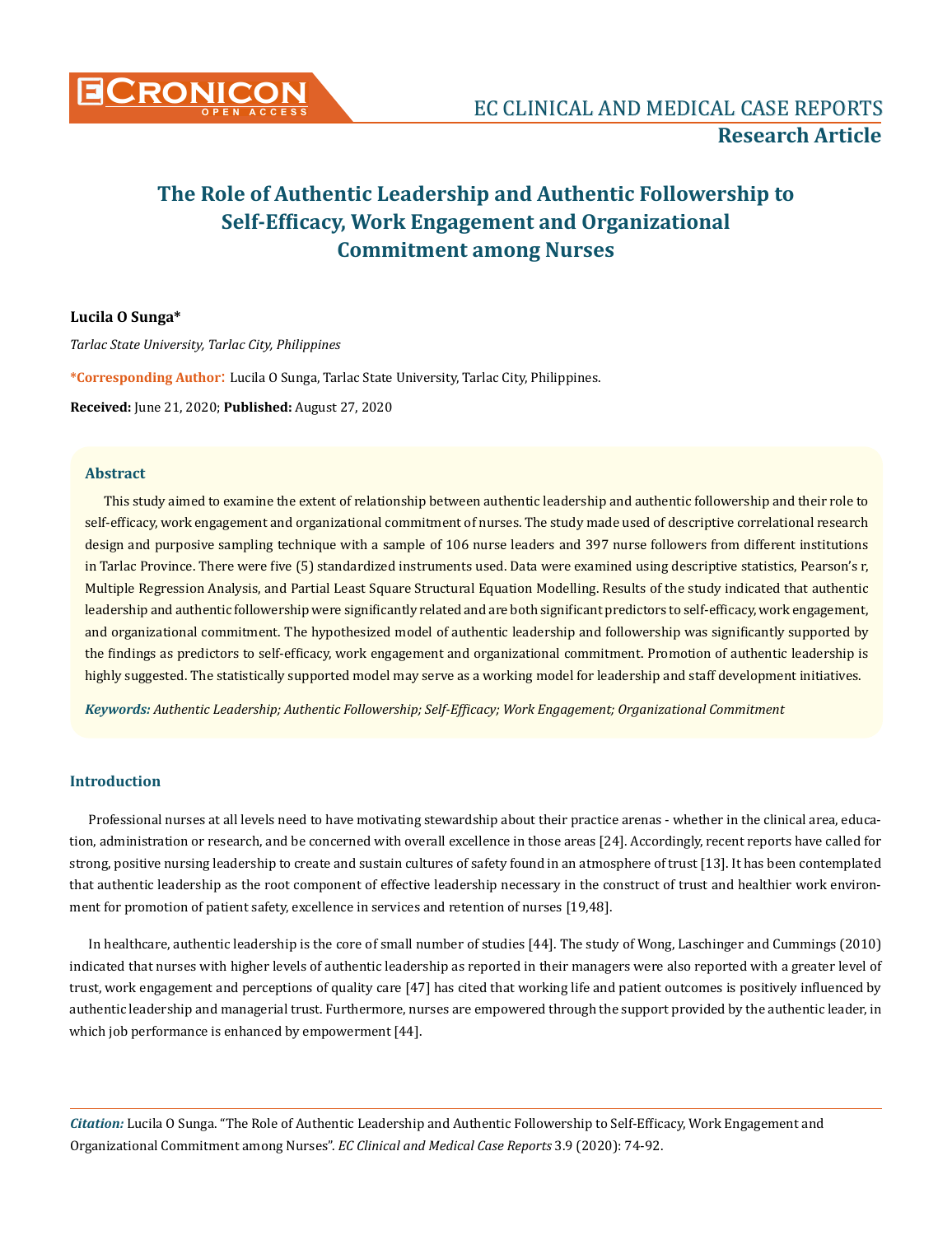# The Role of Authentic Leadership and Authentic Followership to Self-Efficacy, Work Engagement and Organizational Commitment among Nurses

**Lucila O Sunga***

*Tarlac State University, Tarlac City, Philippines*

***Corresponding Author**: Lucila O Sunga, Tarlac State University, Tarlac City, Philippines.

**Received:** June 21, 2020; **Published:** August 27, 2020

## Abstract

This study aimed to examine the extent of relationship between authentic leadership and authentic followership and their role to self-efficacy, work engagement and organizational commitment of nurses. The study made used of descriptive correlational research design and purposive sampling technique with a sample of 106 nurse leaders and 397 nurse followers from different institutions in Tarlac Province. There were five (5) standardized instruments used. Data were examined using descriptive statistics, Pearson's r, Multiple Regression Analysis, and Partial Least Square Structural Equation Modelling. Results of the study indicated that authentic leadership and authentic followership were significantly related and are both significant predictors to self-efficacy, work engagement, and organizational commitment. The hypothesized model of authentic leadership and followership was significantly supported by the findings as predictors to self-efficacy, work engagement and organizational commitment. Promotion of authentic leadership is highly suggested. The statistically supported model may serve as a working model for leadership and staff development initiatives.

***Keywords:*** *Authentic Leadership; Authentic Followership; Self-Efficacy; Work Engagement; Organizational Commitment*

## Introduction

Professional nurses at all levels need to have motivating stewardship about their practice arenas - whether in the clinical area, education, administration or research, and be concerned with overall excellence in those areas [24]. Accordingly, recent reports have called for strong, positive nursing leadership to create and sustain cultures of safety found in an atmosphere of trust [13]. It has been contemplated that authentic leadership as the root component of effective leadership necessary in the construct of trust and healthier work environment for promotion of patient safety, excellence in services and retention of nurses [19,48].

In healthcare, authentic leadership is the core of small number of studies [44]. The study of Wong, Laschinger and Cummings (2010) indicated that nurses with higher levels of authentic leadership as reported in their managers were also reported with a greater level of trust, work engagement and perceptions of quality care [47] has cited that working life and patient outcomes is positively influenced by authentic leadership and managerial trust. Furthermore, nurses are empowered through the support provided by the authentic leader, in which job performance is enhanced by empowerment [44].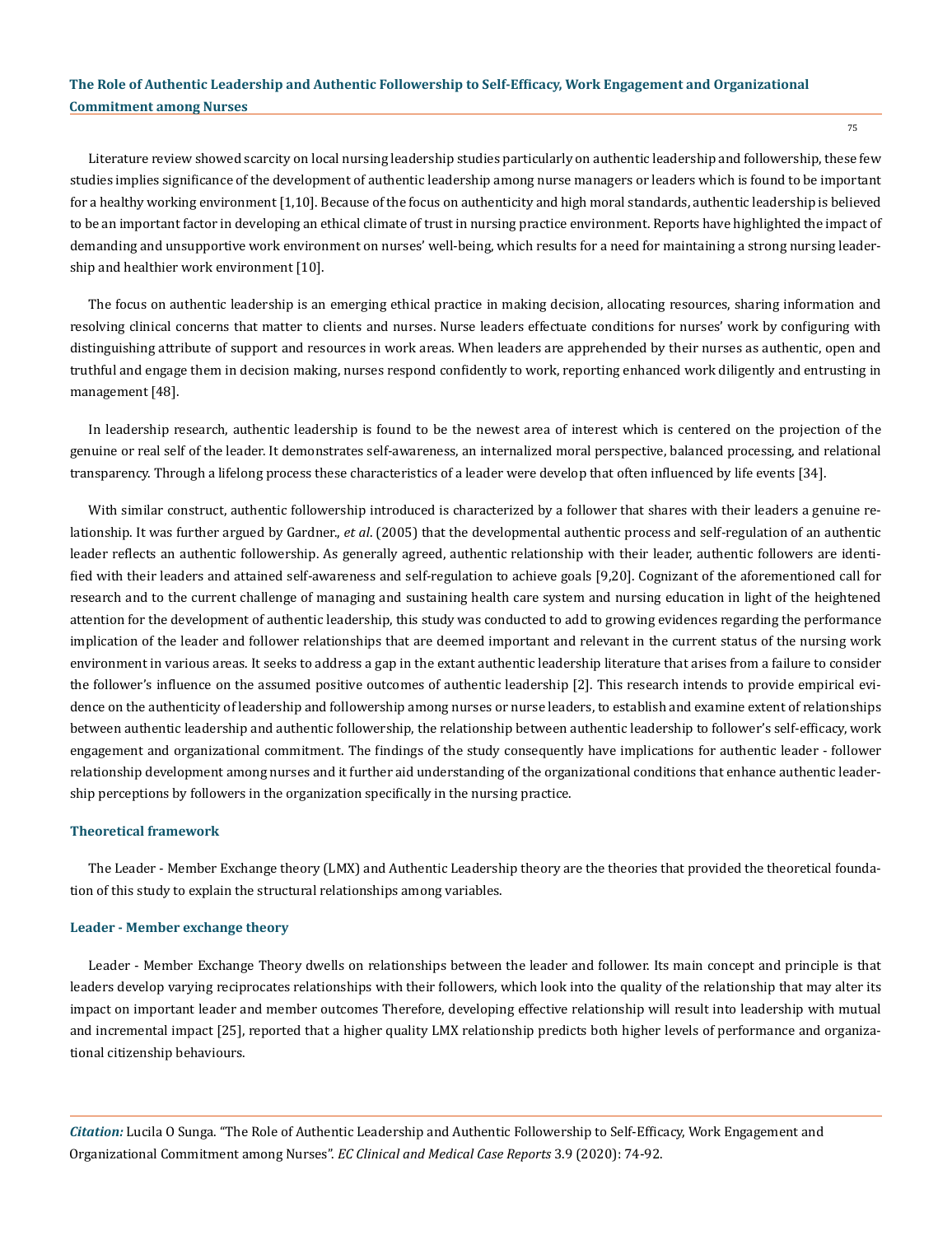Literature review showed scarcity on local nursing leadership studies particularly on authentic leadership and followership, these few studies implies significance of the development of authentic leadership among nurse managers or leaders which is found to be important for a healthy working environment [1,10]. Because of the focus on authenticity and high moral standards, authentic leadership is believed to be an important factor in developing an ethical climate of trust in nursing practice environment. Reports have highlighted the impact of demanding and unsupportive work environment on nurses' well-being, which results for a need for maintaining a strong nursing leadership and healthier work environment [10].

The focus on authentic leadership is an emerging ethical practice in making decision, allocating resources, sharing information and resolving clinical concerns that matter to clients and nurses. Nurse leaders effectuate conditions for nurses' work by configuring with distinguishing attribute of support and resources in work areas. When leaders are apprehended by their nurses as authentic, open and truthful and engage them in decision making, nurses respond confidently to work, reporting enhanced work diligently and entrusting in management [48].

In leadership research, authentic leadership is found to be the newest area of interest which is centered on the projection of the genuine or real self of the leader. It demonstrates self-awareness, an internalized moral perspective, balanced processing, and relational transparency. Through a lifelong process these characteristics of a leader were develop that often influenced by life events [34].

With similar construct, authentic followership introduced is characterized by a follower that shares with their leaders a genuine relationship. It was further argued by Gardner., *et al*. (2005) that the developmental authentic process and self-regulation of an authentic leader reflects an authentic followership. As generally agreed, authentic relationship with their leader, authentic followers are identified with their leaders and attained self-awareness and self-regulation to achieve goals [9,20]. Cognizant of the aforementioned call for research and to the current challenge of managing and sustaining health care system and nursing education in light of the heightened attention for the development of authentic leadership, this study was conducted to add to growing evidences regarding the performance implication of the leader and follower relationships that are deemed important and relevant in the current status of the nursing work environment in various areas. It seeks to address a gap in the extant authentic leadership literature that arises from a failure to consider the follower's influence on the assumed positive outcomes of authentic leadership [2]. This research intends to provide empirical evidence on the authenticity of leadership and followership among nurses or nurse leaders, to establish and examine extent of relationships between authentic leadership and authentic followership, the relationship between authentic leadership to follower's self-efficacy, work engagement and organizational commitment. The findings of the study consequently have implications for authentic leader - follower relationship development among nurses and it further aid understanding of the organizational conditions that enhance authentic leadership perceptions by followers in the organization specifically in the nursing practice.

### Theoretical framework

The Leader - Member Exchange theory (LMX) and Authentic Leadership theory are the theories that provided the theoretical foundation of this study to explain the structural relationships among variables.

### Leader - Member exchange theory

Leader - Member Exchange Theory dwells on relationships between the leader and follower. Its main concept and principle is that leaders develop varying reciprocates relationships with their followers, which look into the quality of the relationship that may alter its impact on important leader and member outcomes Therefore, developing effective relationship will result into leadership with mutual and incremental impact [25], reported that a higher quality LMX relationship predicts both higher levels of performance and organizational citizenship behaviours.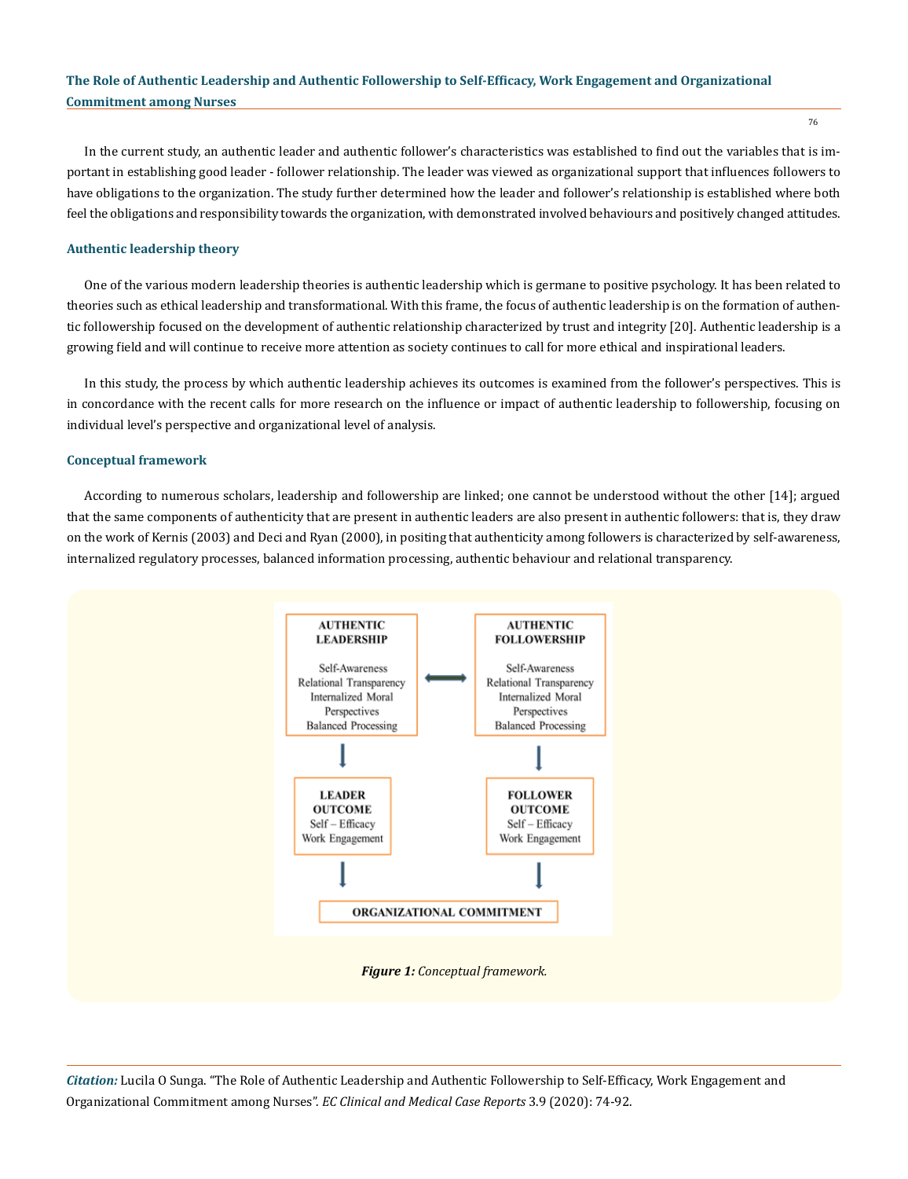In the current study, an authentic leader and authentic follower's characteristics was established to find out the variables that is important in establishing good leader - follower relationship. The leader was viewed as organizational support that influences followers to have obligations to the organization. The study further determined how the leader and follower's relationship is established where both feel the obligations and responsibility towards the organization, with demonstrated involved behaviours and positively changed attitudes.

### Authentic leadership theory

One of the various modern leadership theories is authentic leadership which is germane to positive psychology. It has been related to theories such as ethical leadership and transformational. With this frame, the focus of authentic leadership is on the formation of authentic followership focused on the development of authentic relationship characterized by trust and integrity [20]. Authentic leadership is a growing field and will continue to receive more attention as society continues to call for more ethical and inspirational leaders.

In this study, the process by which authentic leadership achieves its outcomes is examined from the follower's perspectives. This is in concordance with the recent calls for more research on the influence or impact of authentic leadership to followership, focusing on individual level's perspective and organizational level of analysis.

### Conceptual framework

According to numerous scholars, leadership and followership are linked; one cannot be understood without the other [14]; argued that the same components of authenticity that are present in authentic leaders are also present in authentic followers: that is, they draw on the work of Kernis (2003) and Deci and Ryan (2000), in positing that authenticity among followers is characterized by self-awareness, internalized regulatory processes, balanced information processing, authentic behaviour and relational transparency.

**AUTHENTIC LEADERSHIP**: Self-Awareness, Relational Transparency, Internalized Moral Perspectives, Balanced Processing ⟷ **AUTHENTIC FOLLOWERSHIP**: Self-Awareness, Relational Transparency, Internalized Moral Perspectives, Balanced Processing

↓ **LEADER OUTCOME**: Self – Efficacy, Work Engagement ↓ **FOLLOWER OUTCOME**: Self – Efficacy, Work Engagement

↓ **ORGANIZATIONAL COMMITMENT**

***Figure 1:*** *Conceptual framework.*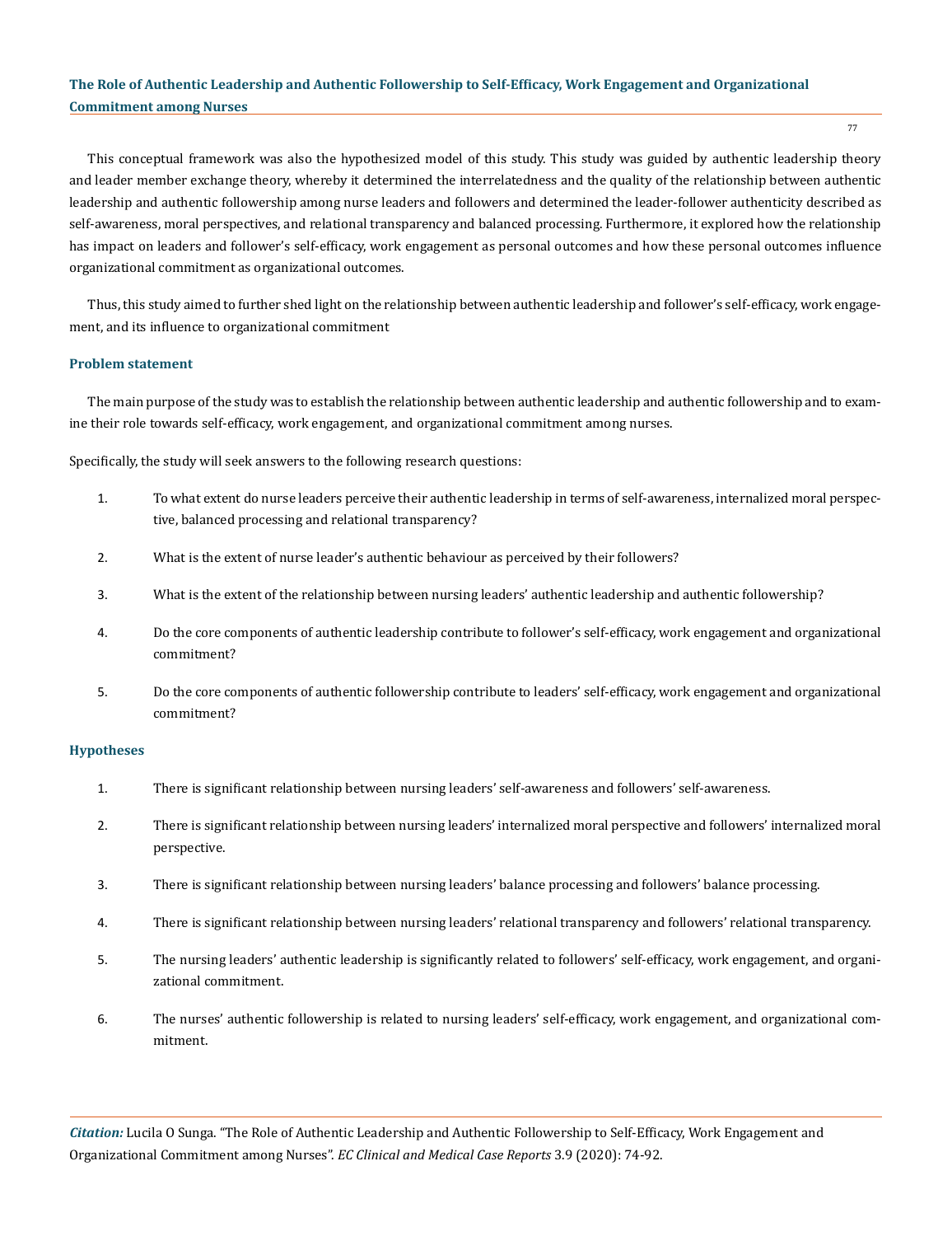This conceptual framework was also the hypothesized model of this study. This study was guided by authentic leadership theory and leader member exchange theory, whereby it determined the interrelatedness and the quality of the relationship between authentic leadership and authentic followership among nurse leaders and followers and determined the leader-follower authenticity described as self-awareness, moral perspectives, and relational transparency and balanced processing. Furthermore, it explored how the relationship has impact on leaders and follower's self-efficacy, work engagement as personal outcomes and how these personal outcomes influence organizational commitment as organizational outcomes.

Thus, this study aimed to further shed light on the relationship between authentic leadership and follower's self-efficacy, work engagement, and its influence to organizational commitment

### Problem statement

The main purpose of the study was to establish the relationship between authentic leadership and authentic followership and to examine their role towards self-efficacy, work engagement, and organizational commitment among nurses.

Specifically, the study will seek answers to the following research questions:

1. To what extent do nurse leaders perceive their authentic leadership in terms of self-awareness, internalized moral perspective, balanced processing and relational transparency?
2. What is the extent of nurse leader's authentic behaviour as perceived by their followers?
3. What is the extent of the relationship between nursing leaders' authentic leadership and authentic followership?
4. Do the core components of authentic leadership contribute to follower's self-efficacy, work engagement and organizational commitment?
5. Do the core components of authentic followership contribute to leaders' self-efficacy, work engagement and organizational commitment?

### Hypotheses

1. There is significant relationship between nursing leaders' self-awareness and followers' self-awareness.
2. There is significant relationship between nursing leaders' internalized moral perspective and followers' internalized moral perspective.
3. There is significant relationship between nursing leaders' balance processing and followers' balance processing.
4. There is significant relationship between nursing leaders' relational transparency and followers' relational transparency.
5. The nursing leaders' authentic leadership is significantly related to followers' self-efficacy, work engagement, and organizational commitment.
6. The nurses' authentic followership is related to nursing leaders' self-efficacy, work engagement, and organizational commitment.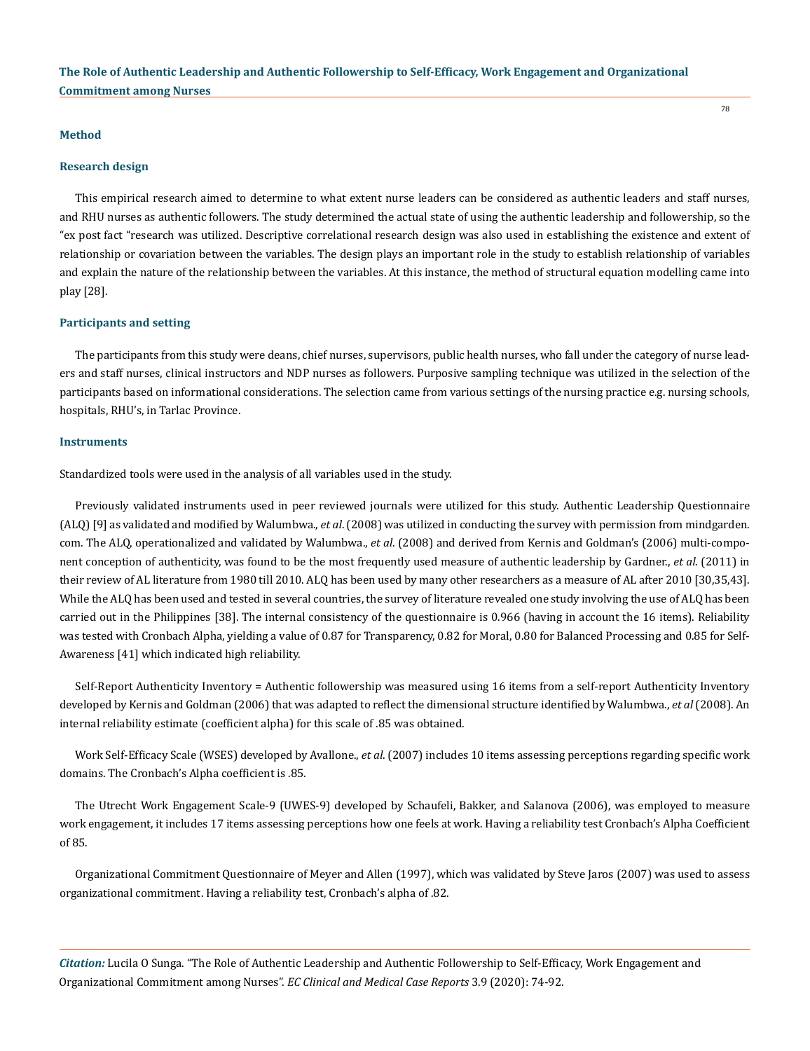## Method

### Research design

This empirical research aimed to determine to what extent nurse leaders can be considered as authentic leaders and staff nurses, and RHU nurses as authentic followers. The study determined the actual state of using the authentic leadership and followership, so the "ex post fact "research was utilized. Descriptive correlational research design was also used in establishing the existence and extent of relationship or covariation between the variables. The design plays an important role in the study to establish relationship of variables and explain the nature of the relationship between the variables. At this instance, the method of structural equation modelling came into play [28].

### Participants and setting

The participants from this study were deans, chief nurses, supervisors, public health nurses, who fall under the category of nurse leaders and staff nurses, clinical instructors and NDP nurses as followers. Purposive sampling technique was utilized in the selection of the participants based on informational considerations. The selection came from various settings of the nursing practice e.g. nursing schools, hospitals, RHU's, in Tarlac Province.

### Instruments

Standardized tools were used in the analysis of all variables used in the study.

Previously validated instruments used in peer reviewed journals were utilized for this study. Authentic Leadership Questionnaire (ALQ) [9] as validated and modified by Walumbwa., *et al*. (2008) was utilized in conducting the survey with permission from mindgarden.com. The ALQ, operationalized and validated by Walumbwa., *et al*. (2008) and derived from Kernis and Goldman's (2006) multi-component conception of authenticity, was found to be the most frequently used measure of authentic leadership by Gardner., *et al*. (2011) in their review of AL literature from 1980 till 2010. ALQ has been used by many other researchers as a measure of AL after 2010 [30,35,43]. While the ALQ has been used and tested in several countries, the survey of literature revealed one study involving the use of ALQ has been carried out in the Philippines [38]. The internal consistency of the questionnaire is 0.966 (having in account the 16 items). Reliability was tested with Cronbach Alpha, yielding a value of 0.87 for Transparency, 0.82 for Moral, 0.80 for Balanced Processing and 0.85 for Self-Awareness [41] which indicated high reliability.

Self-Report Authenticity Inventory = Authentic followership was measured using 16 items from a self-report Authenticity Inventory developed by Kernis and Goldman (2006) that was adapted to reflect the dimensional structure identified by Walumbwa., *et al* (2008). An internal reliability estimate (coefficient alpha) for this scale of .85 was obtained.

Work Self-Efficacy Scale (WSES) developed by Avallone., *et al*. (2007) includes 10 items assessing perceptions regarding specific work domains. The Cronbach's Alpha coefficient is .85.

The Utrecht Work Engagement Scale-9 (UWES-9) developed by Schaufeli, Bakker, and Salanova (2006), was employed to measure work engagement, it includes 17 items assessing perceptions how one feels at work. Having a reliability test Cronbach's Alpha Coefficient of 85.

Organizational Commitment Questionnaire of Meyer and Allen (1997), which was validated by Steve Jaros (2007) was used to assess organizational commitment. Having a reliability test, Cronbach's alpha of .82.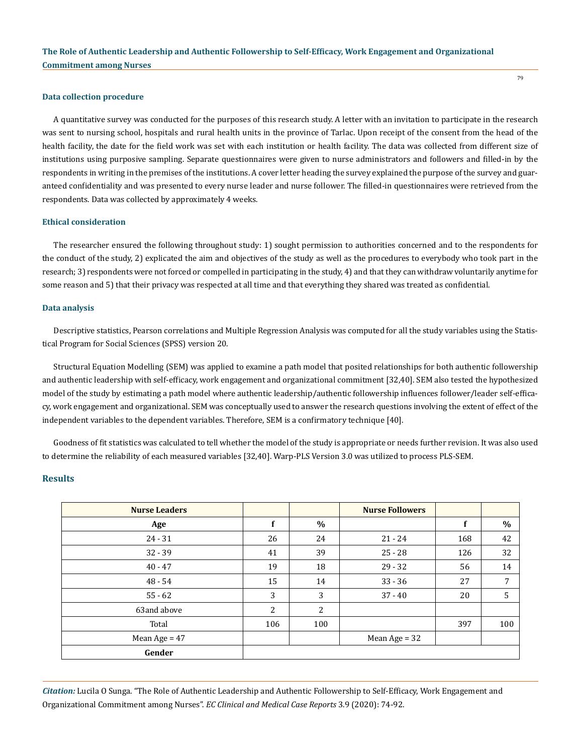### Data collection procedure

A quantitative survey was conducted for the purposes of this research study. A letter with an invitation to participate in the research was sent to nursing school, hospitals and rural health units in the province of Tarlac. Upon receipt of the consent from the head of the health facility, the date for the field work was set with each institution or health facility. The data was collected from different size of institutions using purposive sampling. Separate questionnaires were given to nurse administrators and followers and filled-in by the respondents in writing in the premises of the institutions. A cover letter heading the survey explained the purpose of the survey and guaranteed confidentiality and was presented to every nurse leader and nurse follower. The filled-in questionnaires were retrieved from the respondents. Data was collected by approximately 4 weeks.

### Ethical consideration

The researcher ensured the following throughout study: 1) sought permission to authorities concerned and to the respondents for the conduct of the study, 2) explicated the aim and objectives of the study as well as the procedures to everybody who took part in the research; 3) respondents were not forced or compelled in participating in the study, 4) and that they can withdraw voluntarily anytime for some reason and 5) that their privacy was respected at all time and that everything they shared was treated as confidential.

### Data analysis

Descriptive statistics, Pearson correlations and Multiple Regression Analysis was computed for all the study variables using the Statistical Program for Social Sciences (SPSS) version 20.

Structural Equation Modelling (SEM) was applied to examine a path model that posited relationships for both authentic followership and authentic leadership with self-efficacy, work engagement and organizational commitment [32,40]. SEM also tested the hypothesized model of the study by estimating a path model where authentic leadership/authentic followership influences follower/leader self-efficacy, work engagement and organizational. SEM was conceptually used to answer the research questions involving the extent of effect of the independent variables to the dependent variables. Therefore, SEM is a confirmatory technique [40].

Goodness of fit statistics was calculated to tell whether the model of the study is appropriate or needs further revision. It was also used to determine the reliability of each measured variables [32,40]. Warp-PLS Version 3.0 was utilized to process PLS-SEM.

## Results

| Nurse Leaders | | | Nurse Followers | | |
|---|---|---|---|---|---|
| **Age** | **f** | **%** | | **f** | **%** |
| 24 - 31 | 26 | 24 | 21 - 24 | 168 | 42 |
| 32 - 39 | 41 | 39 | 25 - 28 | 126 | 32 |
| 40 - 47 | 19 | 18 | 29 - 32 | 56 | 14 |
| 48 - 54 | 15 | 14 | 33 - 36 | 27 | 7 |
| 55 - 62 | 3 | 3 | 37 - 40 | 20 | 5 |
| 63and above | 2 | 2 | | | |
| Total | 106 | 100 | | 397 | 100 |
| Mean Age = 47 | | | Mean Age = 32 | | |
| **Gender** | | | | | |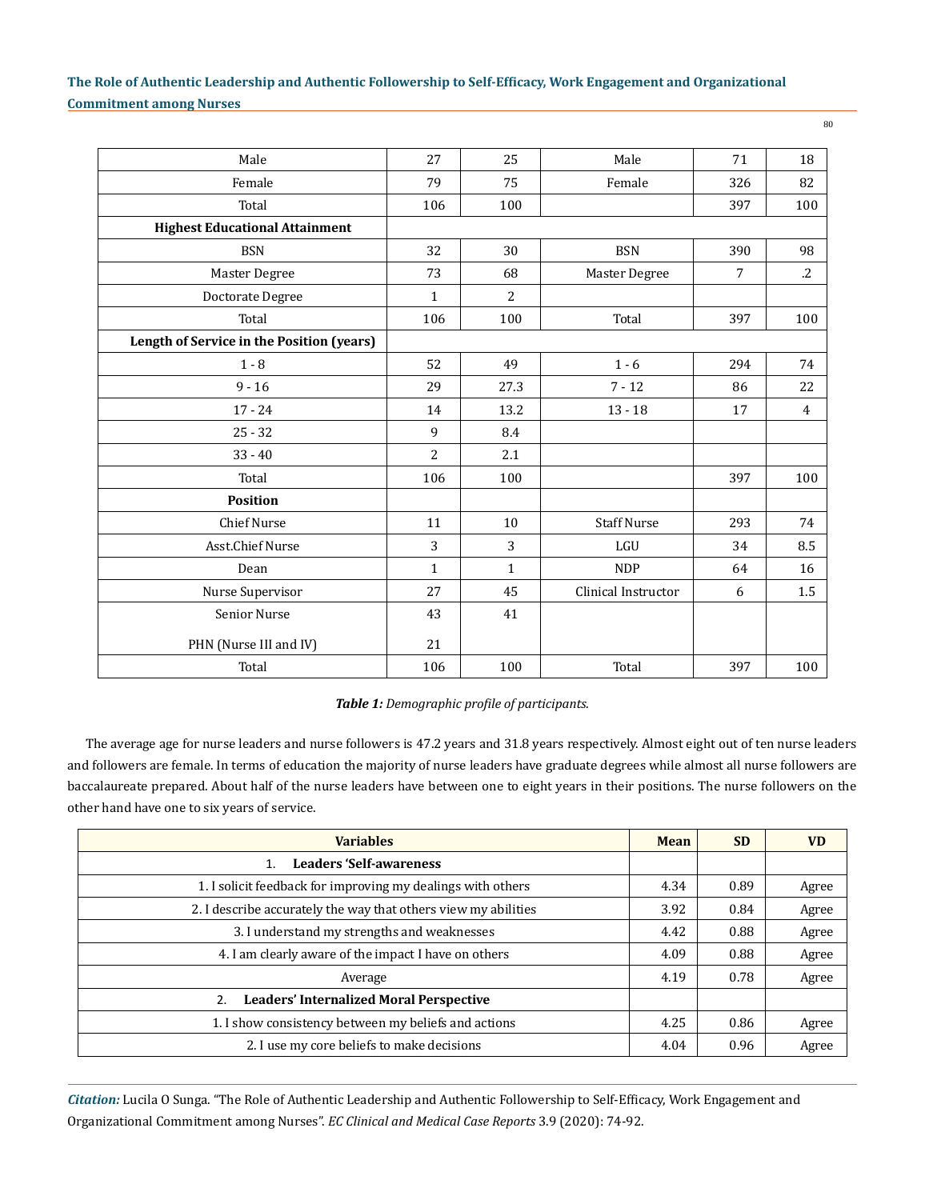| Male | 27 | 25 | Male | 71 | 18 |
|---|---|---|---|---|---|
| Female | 79 | 75 | Female | 326 | 82 |
| Total | 106 | 100 | | 397 | 100 |
| **Highest Educational Attainment** | | | | | |
| BSN | 32 | 30 | BSN | 390 | 98 |
| Master Degree | 73 | 68 | Master Degree | 7 | .2 |
| Doctorate Degree | 1 | 2 | | | |
| Total | 106 | 100 | Total | 397 | 100 |
| **Length of Service in the Position (years)** | | | | | |
| 1 - 8 | 52 | 49 | 1 - 6 | 294 | 74 |
| 9 - 16 | 29 | 27.3 | 7 - 12 | 86 | 22 |
| 17 - 24 | 14 | 13.2 | 13 - 18 | 17 | 4 |
| 25 - 32 | 9 | 8.4 | | | |
| 33 - 40 | 2 | 2.1 | | | |
| Total | 106 | 100 | | 397 | 100 |
| **Position** | | | | | |
| Chief Nurse | 11 | 10 | Staff Nurse | 293 | 74 |
| Asst.Chief Nurse | 3 | 3 | LGU | 34 | 8.5 |
| Dean | 1 | 1 | NDP | 64 | 16 |
| Nurse Supervisor | 27 | 45 | Clinical Instructor | 6 | 1.5 |
| Senior Nurse | 43 | 41 | | | |
| PHN (Nurse III and IV) | 21 | | | | |
| Total | 106 | 100 | Total | 397 | 100 |

***Table 1:** Demographic profile of participants.*

The average age for nurse leaders and nurse followers is 47.2 years and 31.8 years respectively. Almost eight out of ten nurse leaders and followers are female. In terms of education the majority of nurse leaders have graduate degrees while almost all nurse followers are baccalaureate prepared. About half of the nurse leaders have between one to eight years in their positions. The nurse followers on the other hand have one to six years of service.

| Variables | Mean | SD | VD |
|---|---|---|---|
| 1. **Leaders 'Self-awareness** | | | |
| 1. I solicit feedback for improving my dealings with others | 4.34 | 0.89 | Agree |
| 2. I describe accurately the way that others view my abilities | 3.92 | 0.84 | Agree |
| 3. I understand my strengths and weaknesses | 4.42 | 0.88 | Agree |
| 4. I am clearly aware of the impact I have on others | 4.09 | 0.88 | Agree |
| Average | 4.19 | 0.78 | Agree |
| 2. **Leaders' Internalized Moral Perspective** | | | |
| 1. I show consistency between my beliefs and actions | 4.25 | 0.86 | Agree |
| 2. I use my core beliefs to make decisions | 4.04 | 0.96 | Agree |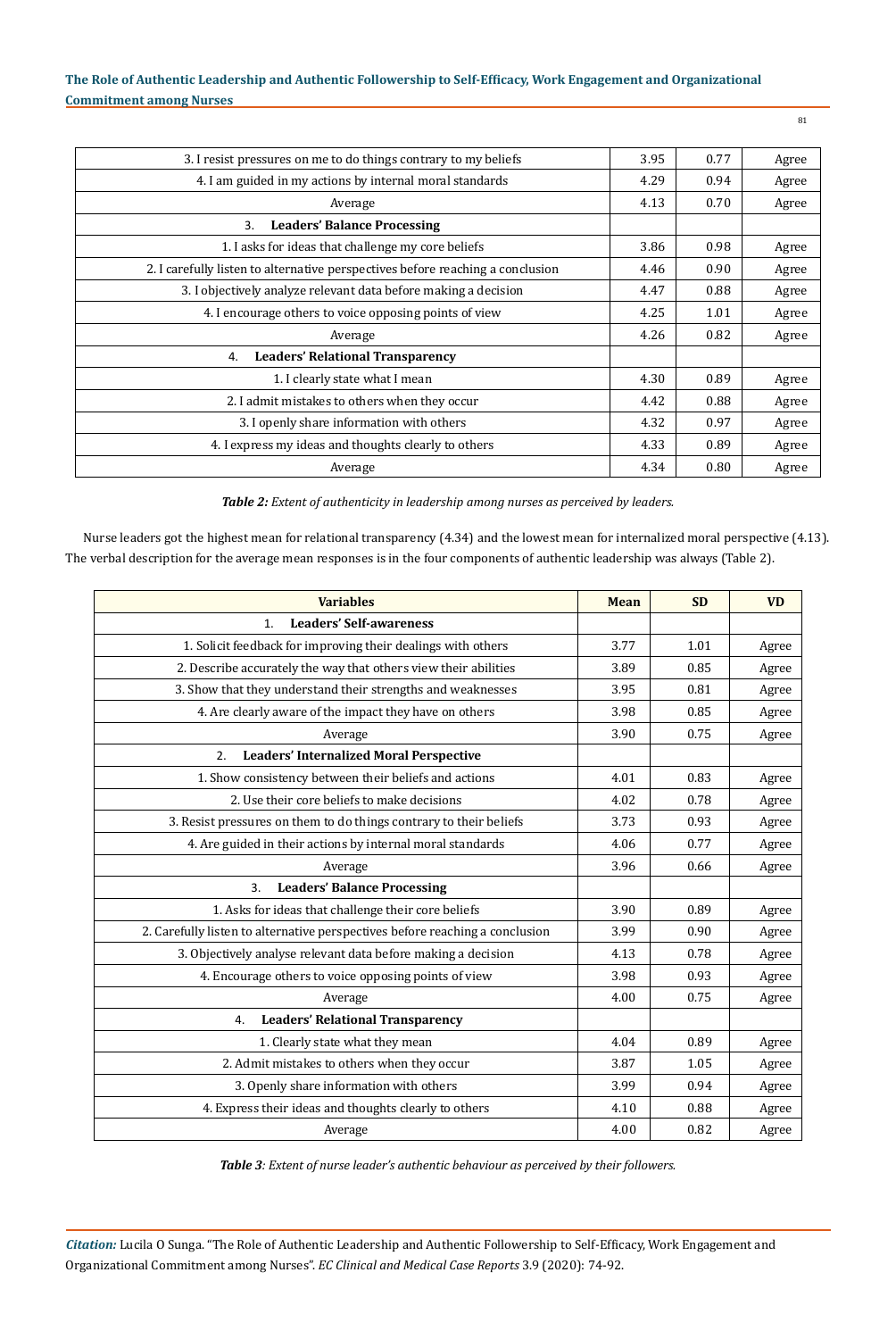| | | | |
|---|---|---|---|
| 3. I resist pressures on me to do things contrary to my beliefs | 3.95 | 0.77 | Agree |
| 4. I am guided in my actions by internal moral standards | 4.29 | 0.94 | Agree |
| Average | 4.13 | 0.70 | Agree |
| 3. **Leaders' Balance Processing** | | | |
| 1. I asks for ideas that challenge my core beliefs | 3.86 | 0.98 | Agree |
| 2. I carefully listen to alternative perspectives before reaching a conclusion | 4.46 | 0.90 | Agree |
| 3. I objectively analyze relevant data before making a decision | 4.47 | 0.88 | Agree |
| 4. I encourage others to voice opposing points of view | 4.25 | 1.01 | Agree |
| Average | 4.26 | 0.82 | Agree |
| 4. **Leaders' Relational Transparency** | | | |
| 1. I clearly state what I mean | 4.30 | 0.89 | Agree |
| 2. I admit mistakes to others when they occur | 4.42 | 0.88 | Agree |
| 3. I openly share information with others | 4.32 | 0.97 | Agree |
| 4. I express my ideas and thoughts clearly to others | 4.33 | 0.89 | Agree |
| Average | 4.34 | 0.80 | Agree |

***Table 2:*** *Extent of authenticity in leadership among nurses as perceived by leaders.*

Nurse leaders got the highest mean for relational transparency (4.34) and the lowest mean for internalized moral perspective (4.13). The verbal description for the average mean responses is in the four components of authentic leadership was always (Table 2).

| Variables | Mean | SD | VD |
|---|---|---|---|
| 1. **Leaders' Self-awareness** | | | |
| 1. Solicit feedback for improving their dealings with others | 3.77 | 1.01 | Agree |
| 2. Describe accurately the way that others view their abilities | 3.89 | 0.85 | Agree |
| 3. Show that they understand their strengths and weaknesses | 3.95 | 0.81 | Agree |
| 4. Are clearly aware of the impact they have on others | 3.98 | 0.85 | Agree |
| Average | 3.90 | 0.75 | Agree |
| 2. **Leaders' Internalized Moral Perspective** | | | |
| 1. Show consistency between their beliefs and actions | 4.01 | 0.83 | Agree |
| 2. Use their core beliefs to make decisions | 4.02 | 0.78 | Agree |
| 3. Resist pressures on them to do things contrary to their beliefs | 3.73 | 0.93 | Agree |
| 4. Are guided in their actions by internal moral standards | 4.06 | 0.77 | Agree |
| Average | 3.96 | 0.66 | Agree |
| 3. **Leaders' Balance Processing** | | | |
| 1. Asks for ideas that challenge their core beliefs | 3.90 | 0.89 | Agree |
| 2. Carefully listen to alternative perspectives before reaching a conclusion | 3.99 | 0.90 | Agree |
| 3. Objectively analyse relevant data before making a decision | 4.13 | 0.78 | Agree |
| 4. Encourage others to voice opposing points of view | 3.98 | 0.93 | Agree |
| Average | 4.00 | 0.75 | Agree |
| 4. **Leaders' Relational Transparency** | | | |
| 1. Clearly state what they mean | 4.04 | 0.89 | Agree |
| 2. Admit mistakes to others when they occur | 3.87 | 1.05 | Agree |
| 3. Openly share information with others | 3.99 | 0.94 | Agree |
| 4. Express their ideas and thoughts clearly to others | 4.10 | 0.88 | Agree |
| Average | 4.00 | 0.82 | Agree |

***Table 3****: Extent of nurse leader's authentic behaviour as perceived by their followers.*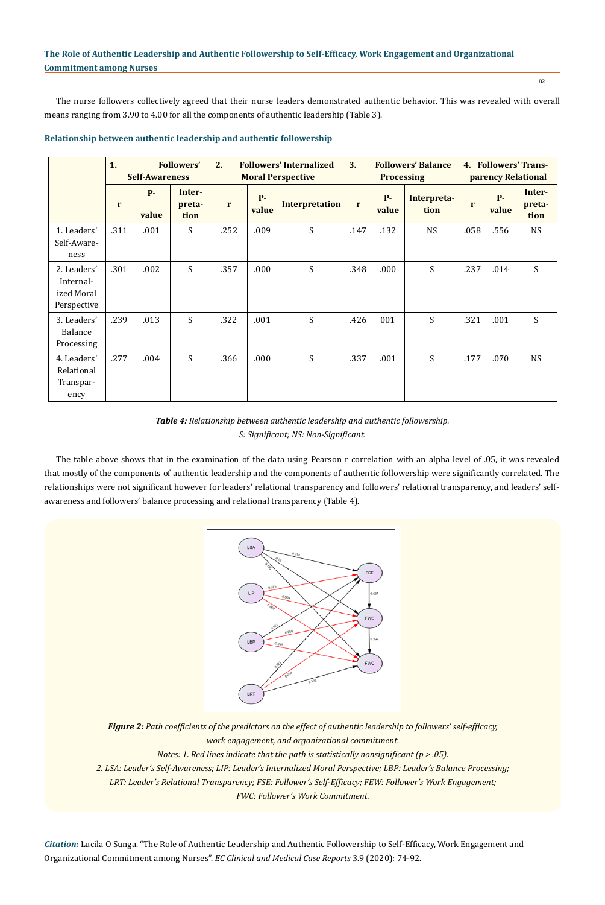The nurse followers collectively agreed that their nurse leaders demonstrated authentic behavior. This was revealed with overall means ranging from 3.90 to 4.00 for all the components of authentic leadership (Table 3).

### Relationship between authentic leadership and authentic followership

| | 1. Followers' Self-Awareness | | | 2. Followers' Internalized Moral Perspective | | | 3. Followers' Balance Processing | | | 4. Followers' Transparency Relational | | |
|---|---|---|---|---|---|---|---|---|---|---|---|---|
| | r | P-value | Interpretation | r | P-value | Interpretation | r | P-value | Interpretation | r | P-value | Interpretation |
| 1. Leaders' Self-Awareness | .311 | .001 | S | .252 | .009 | S | .147 | .132 | NS | .058 | .556 | NS |
| 2. Leaders' Internalized Moral Perspective | .301 | .002 | S | .357 | .000 | S | .348 | .000 | S | .237 | .014 | S |
| 3. Leaders' Balance Processing | .239 | .013 | S | .322 | .001 | S | .426 | 001 | S | .321 | .001 | S |
| 4. Leaders' Relational Transparency | .277 | .004 | S | .366 | .000 | S | .337 | .001 | S | .177 | .070 | NS |

***Table 4:*** *Relationship between authentic leadership and authentic followership.*
*S: Significant; NS: Non-Significant.*

The table above shows that in the examination of the data using Pearson r correlation with an alpha level of .05, it was revealed that mostly of the components of authentic leadership and the components of authentic followership were significantly correlated. The relationships were not significant however for leaders' relational transparency and followers' relational transparency, and leaders' self-awareness and followers' balance processing and relational transparency (Table 4).

***Figure 2:*** *Path coefficients of the predictors on the effect of authentic leadership to followers' self-efficacy, work engagement, and organizational commitment.*

*Notes: 1. Red lines indicate that the path is statistically nonsignificant (p > .05).*

*2. LSA: Leader's Self-Awareness; LIP: Leader's Internalized Moral Perspective; LBP: Leader's Balance Processing; LRT: Leader's Relational Transparency; FSE: Follower's Self-Efficacy; FEW: Follower's Work Engagement; FWC: Follower's Work Commitment.*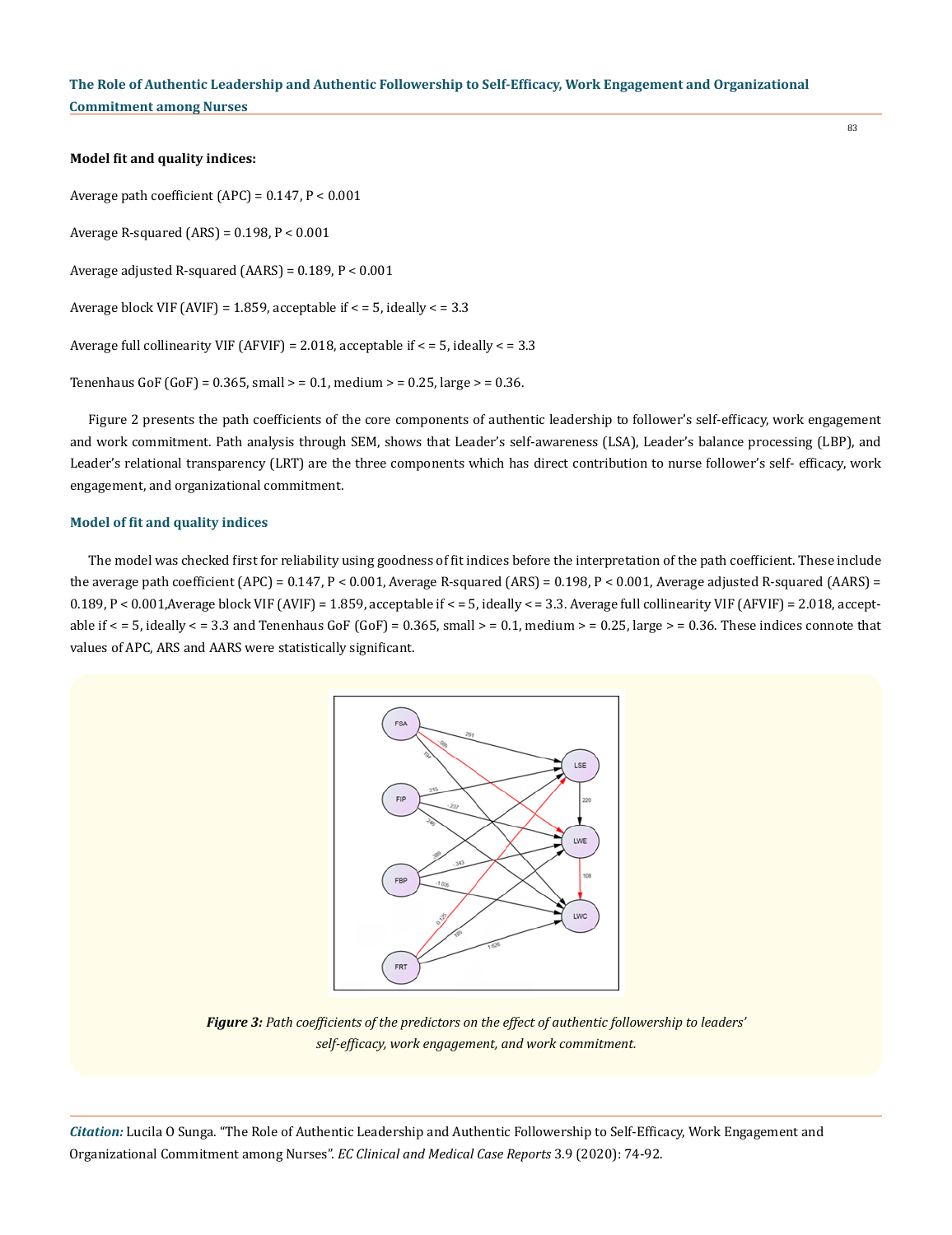**Model fit and quality indices:**

Average path coefficient (APC) = 0.147, P < 0.001

Average R-squared (ARS) = 0.198, P < 0.001

Average adjusted R-squared (AARS) = 0.189, P < 0.001

Average block VIF (AVIF) = 1.859, acceptable if < = 5, ideally < = 3.3

Average full collinearity VIF (AFVIF) = 2.018, acceptable if < = 5, ideally < = 3.3

Tenenhaus GoF (GoF) = 0.365, small > = 0.1, medium > = 0.25, large > = 0.36.

Figure 2 presents the path coefficients of the core components of authentic leadership to follower's self-efficacy, work engagement and work commitment. Path analysis through SEM, shows that Leader's self-awareness (LSA), Leader's balance processing (LBP), and Leader's relational transparency (LRT) are the three components which has direct contribution to nurse follower's self- efficacy, work engagement, and organizational commitment.

### Model of fit and quality indices

The model was checked first for reliability using goodness of fit indices before the interpretation of the path coefficient. These include the average path coefficient (APC) = 0.147, P < 0.001, Average R-squared (ARS) = 0.198, P < 0.001, Average adjusted R-squared (AARS) = 0.189, P < 0.001,Average block VIF (AVIF) = 1.859, acceptable if < = 5, ideally < = 3.3. Average full collinearity VIF (AFVIF) = 2.018, acceptable if < = 5, ideally < = 3.3 and Tenenhaus GoF (GoF) = 0.365, small > = 0.1, medium > = 0.25, large > = 0.36. These indices connote that values of APC, ARS and AARS were statistically significant.

***Figure 3:*** *Path coefficients of the predictors on the effect of authentic followership to leaders' self-efficacy, work engagement, and work commitment.*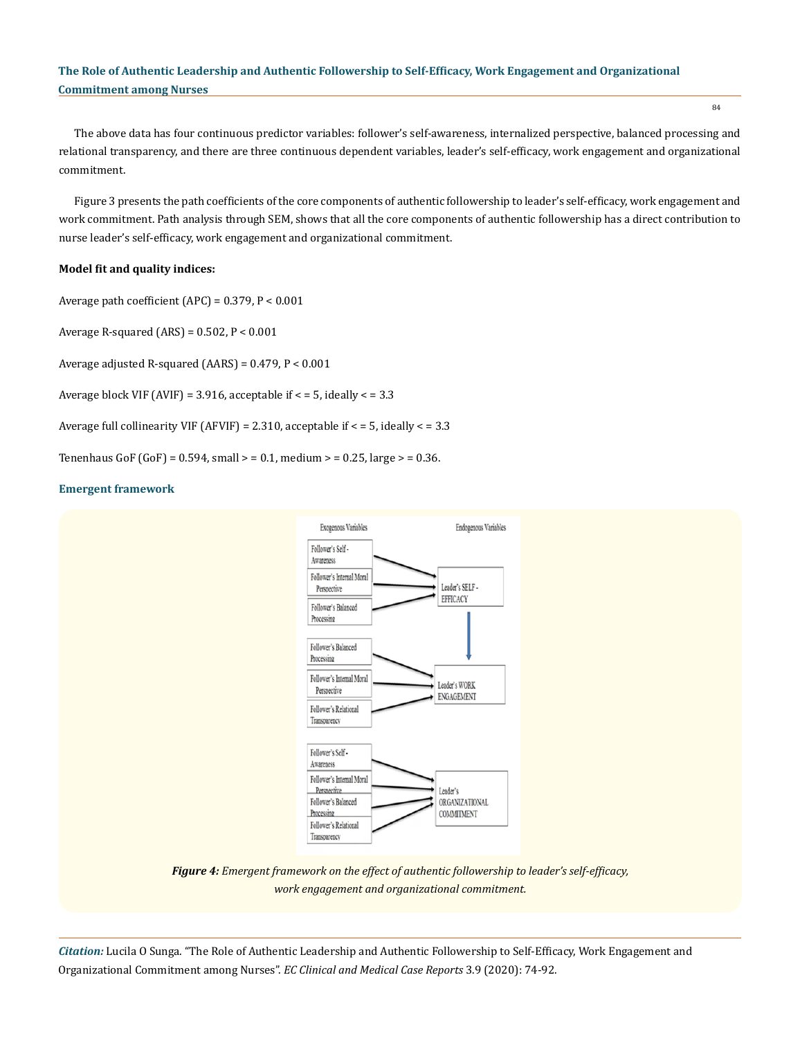The above data has four continuous predictor variables: follower's self-awareness, internalized perspective, balanced processing and relational transparency, and there are three continuous dependent variables, leader's self-efficacy, work engagement and organizational commitment.

Figure 3 presents the path coefficients of the core components of authentic followership to leader's self-efficacy, work engagement and work commitment. Path analysis through SEM, shows that all the core components of authentic followership has a direct contribution to nurse leader's self-efficacy, work engagement and organizational commitment.

**Model fit and quality indices:**

Average path coefficient (APC) = 0.379, $P < 0.001$

Average R-squared (ARS) = 0.502, $P < 0.001$

Average adjusted R-squared (AARS) = 0.479, $P < 0.001$

Average block VIF (AVIF) = 3.916, acceptable if < = 5, ideally < = 3.3

Average full collinearity VIF (AFVIF) = 2.310, acceptable if < = 5, ideally < = 3.3

Tenenhaus GoF (GoF) = 0.594, small > = 0.1, medium > = 0.25, large > = 0.36.

### Emergent framework

*Figure 4: Emergent framework on the effect of authentic followership to leader's self-efficacy, work engagement and organizational commitment.*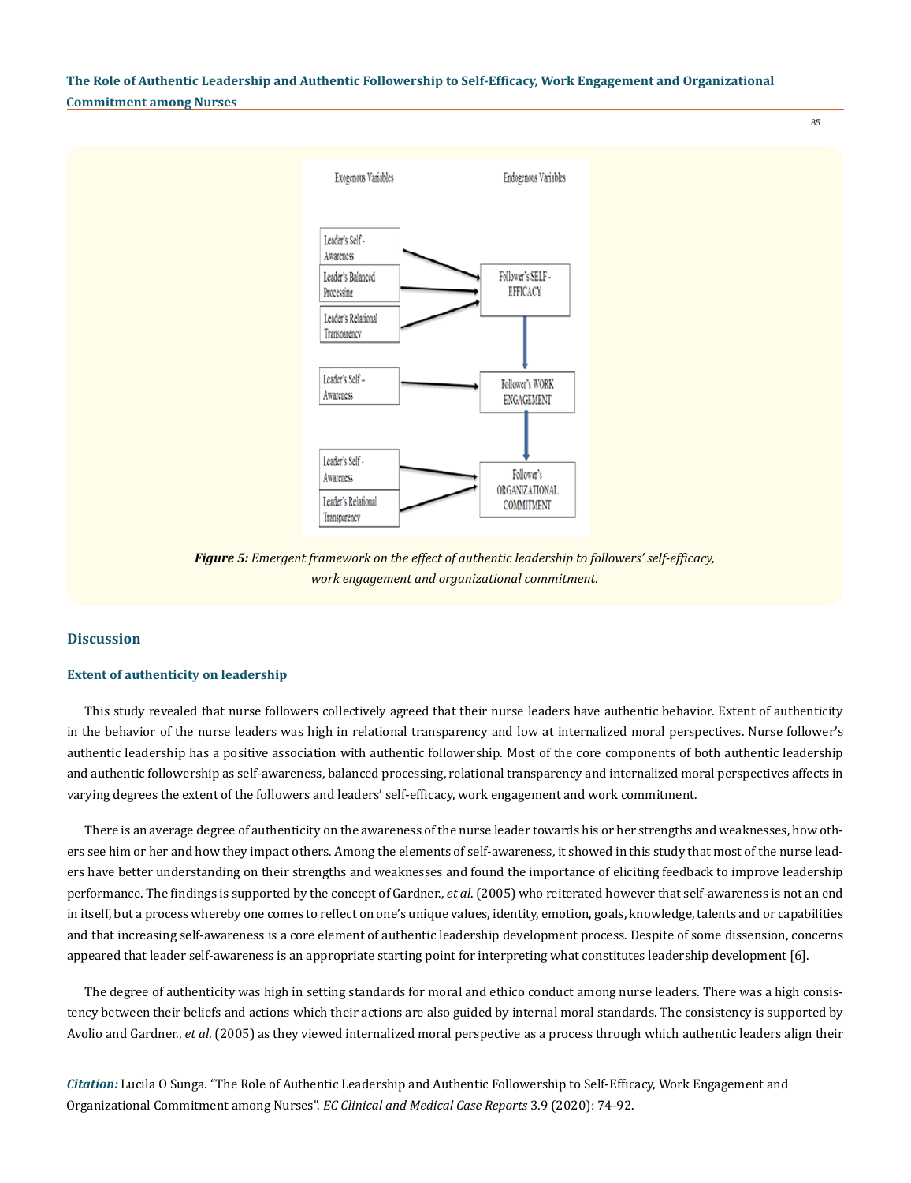*Figure 5: Emergent framework on the effect of authentic leadership to followers' self-efficacy, work engagement and organizational commitment.*

## Discussion

### Extent of authenticity on leadership

This study revealed that nurse followers collectively agreed that their nurse leaders have authentic behavior. Extent of authenticity in the behavior of the nurse leaders was high in relational transparency and low at internalized moral perspectives. Nurse follower's authentic leadership has a positive association with authentic followership. Most of the core components of both authentic leadership and authentic followership as self-awareness, balanced processing, relational transparency and internalized moral perspectives affects in varying degrees the extent of the followers and leaders' self-efficacy, work engagement and work commitment.

There is an average degree of authenticity on the awareness of the nurse leader towards his or her strengths and weaknesses, how others see him or her and how they impact others. Among the elements of self-awareness, it showed in this study that most of the nurse leaders have better understanding on their strengths and weaknesses and found the importance of eliciting feedback to improve leadership performance. The findings is supported by the concept of Gardner., *et al*. (2005) who reiterated however that self-awareness is not an end in itself, but a process whereby one comes to reflect on one's unique values, identity, emotion, goals, knowledge, talents and or capabilities and that increasing self-awareness is a core element of authentic leadership development process. Despite of some dissension, concerns appeared that leader self-awareness is an appropriate starting point for interpreting what constitutes leadership development [6].

The degree of authenticity was high in setting standards for moral and ethico conduct among nurse leaders. There was a high consistency between their beliefs and actions which their actions are also guided by internal moral standards. The consistency is supported by Avolio and Gardner., *et al*. (2005) as they viewed internalized moral perspective as a process through which authentic leaders align their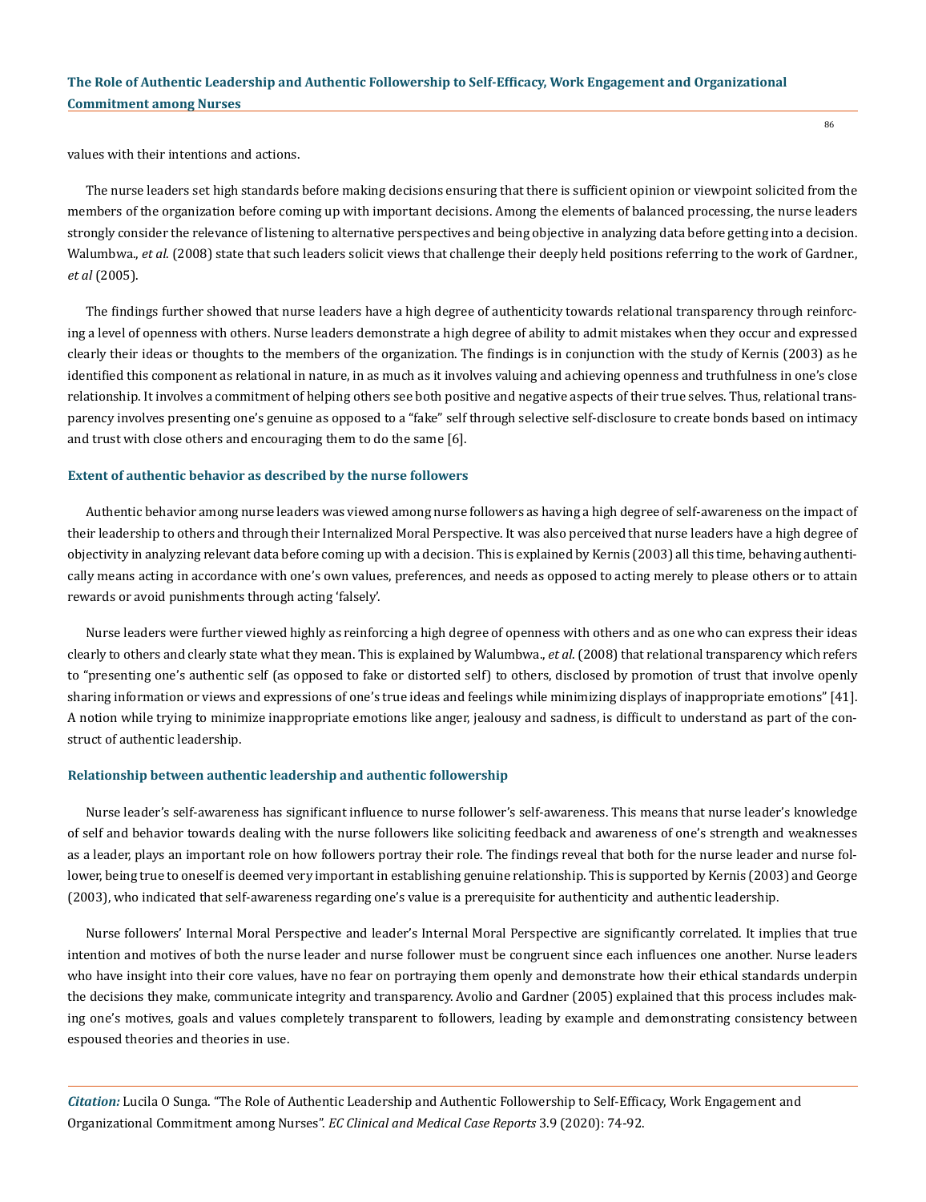values with their intentions and actions.

The nurse leaders set high standards before making decisions ensuring that there is sufficient opinion or viewpoint solicited from the members of the organization before coming up with important decisions. Among the elements of balanced processing, the nurse leaders strongly consider the relevance of listening to alternative perspectives and being objective in analyzing data before getting into a decision. Walumbwa., *et al*. (2008) state that such leaders solicit views that challenge their deeply held positions referring to the work of Gardner., *et al* (2005).

The findings further showed that nurse leaders have a high degree of authenticity towards relational transparency through reinforcing a level of openness with others. Nurse leaders demonstrate a high degree of ability to admit mistakes when they occur and expressed clearly their ideas or thoughts to the members of the organization. The findings is in conjunction with the study of Kernis (2003) as he identified this component as relational in nature, in as much as it involves valuing and achieving openness and truthfulness in one's close relationship. It involves a commitment of helping others see both positive and negative aspects of their true selves. Thus, relational transparency involves presenting one's genuine as opposed to a "fake" self through selective self-disclosure to create bonds based on intimacy and trust with close others and encouraging them to do the same [6].

### Extent of authentic behavior as described by the nurse followers

Authentic behavior among nurse leaders was viewed among nurse followers as having a high degree of self-awareness on the impact of their leadership to others and through their Internalized Moral Perspective. It was also perceived that nurse leaders have a high degree of objectivity in analyzing relevant data before coming up with a decision. This is explained by Kernis (2003) all this time, behaving authentically means acting in accordance with one's own values, preferences, and needs as opposed to acting merely to please others or to attain rewards or avoid punishments through acting 'falsely'.

Nurse leaders were further viewed highly as reinforcing a high degree of openness with others and as one who can express their ideas clearly to others and clearly state what they mean. This is explained by Walumbwa., *et al*. (2008) that relational transparency which refers to "presenting one's authentic self (as opposed to fake or distorted self) to others, disclosed by promotion of trust that involve openly sharing information or views and expressions of one's true ideas and feelings while minimizing displays of inappropriate emotions" [41]. A notion while trying to minimize inappropriate emotions like anger, jealousy and sadness, is difficult to understand as part of the construct of authentic leadership.

### Relationship between authentic leadership and authentic followership

Nurse leader's self-awareness has significant influence to nurse follower's self-awareness. This means that nurse leader's knowledge of self and behavior towards dealing with the nurse followers like soliciting feedback and awareness of one's strength and weaknesses as a leader, plays an important role on how followers portray their role. The findings reveal that both for the nurse leader and nurse follower, being true to oneself is deemed very important in establishing genuine relationship. This is supported by Kernis (2003) and George (2003), who indicated that self-awareness regarding one's value is a prerequisite for authenticity and authentic leadership.

Nurse followers' Internal Moral Perspective and leader's Internal Moral Perspective are significantly correlated. It implies that true intention and motives of both the nurse leader and nurse follower must be congruent since each influences one another. Nurse leaders who have insight into their core values, have no fear on portraying them openly and demonstrate how their ethical standards underpin the decisions they make, communicate integrity and transparency. Avolio and Gardner (2005) explained that this process includes making one's motives, goals and values completely transparent to followers, leading by example and demonstrating consistency between espoused theories and theories in use.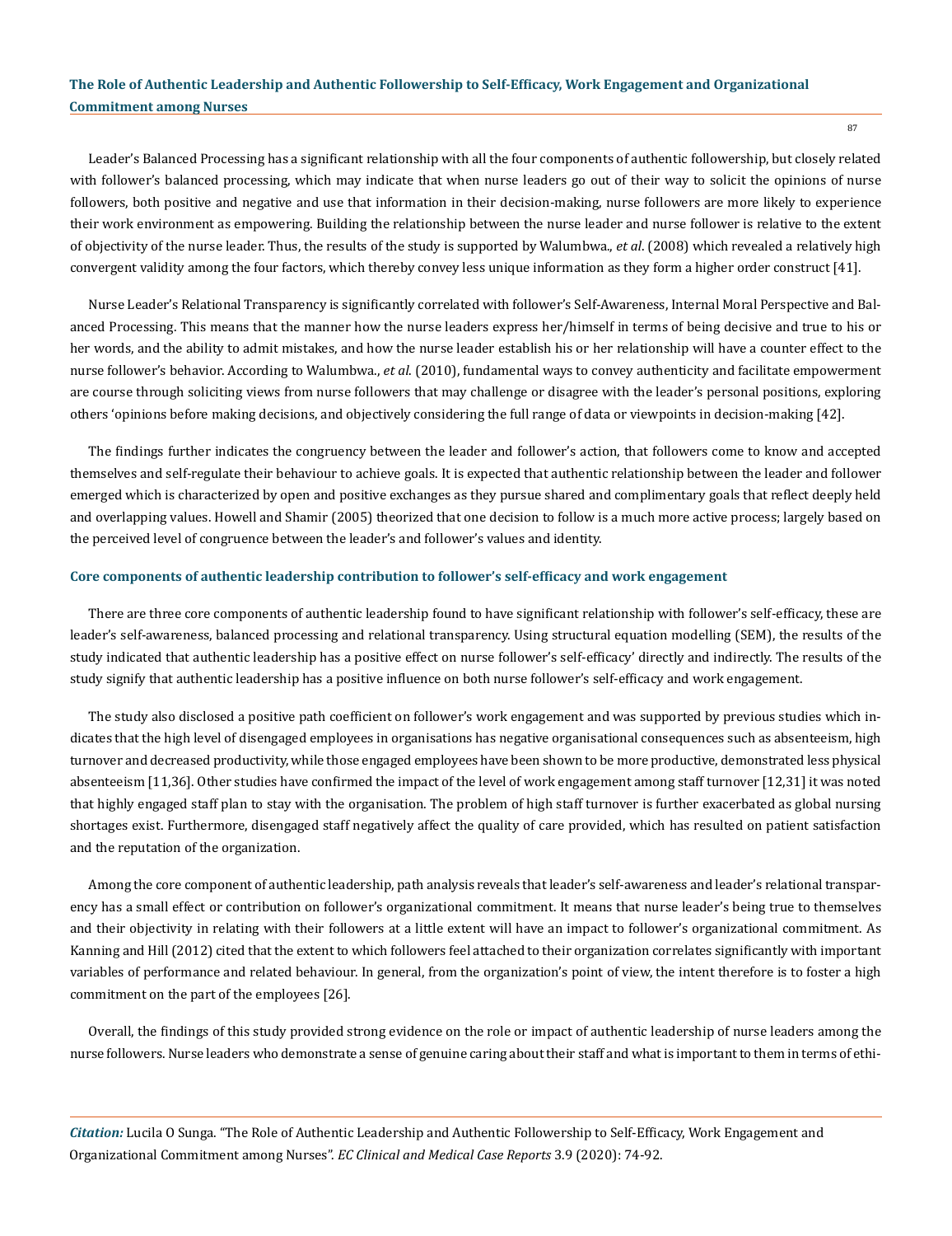Leader's Balanced Processing has a significant relationship with all the four components of authentic followership, but closely related with follower's balanced processing, which may indicate that when nurse leaders go out of their way to solicit the opinions of nurse followers, both positive and negative and use that information in their decision-making, nurse followers are more likely to experience their work environment as empowering. Building the relationship between the nurse leader and nurse follower is relative to the extent of objectivity of the nurse leader. Thus, the results of the study is supported by Walumbwa., *et al*. (2008) which revealed a relatively high convergent validity among the four factors, which thereby convey less unique information as they form a higher order construct [41].

Nurse Leader's Relational Transparency is significantly correlated with follower's Self-Awareness, Internal Moral Perspective and Balanced Processing. This means that the manner how the nurse leaders express her/himself in terms of being decisive and true to his or her words, and the ability to admit mistakes, and how the nurse leader establish his or her relationship will have a counter effect to the nurse follower's behavior. According to Walumbwa., *et al*. (2010), fundamental ways to convey authenticity and facilitate empowerment are course through soliciting views from nurse followers that may challenge or disagree with the leader's personal positions, exploring others 'opinions before making decisions, and objectively considering the full range of data or viewpoints in decision-making [42].

The findings further indicates the congruency between the leader and follower's action, that followers come to know and accepted themselves and self-regulate their behaviour to achieve goals. It is expected that authentic relationship between the leader and follower emerged which is characterized by open and positive exchanges as they pursue shared and complimentary goals that reflect deeply held and overlapping values. Howell and Shamir (2005) theorized that one decision to follow is a much more active process; largely based on the perceived level of congruence between the leader's and follower's values and identity.

### Core components of authentic leadership contribution to follower's self-efficacy and work engagement

There are three core components of authentic leadership found to have significant relationship with follower's self-efficacy, these are leader's self-awareness, balanced processing and relational transparency. Using structural equation modelling (SEM), the results of the study indicated that authentic leadership has a positive effect on nurse follower's self-efficacy' directly and indirectly. The results of the study signify that authentic leadership has a positive influence on both nurse follower's self-efficacy and work engagement.

The study also disclosed a positive path coefficient on follower's work engagement and was supported by previous studies which indicates that the high level of disengaged employees in organisations has negative organisational consequences such as absenteeism, high turnover and decreased productivity, while those engaged employees have been shown to be more productive, demonstrated less physical absenteeism [11,36]. Other studies have confirmed the impact of the level of work engagement among staff turnover [12,31] it was noted that highly engaged staff plan to stay with the organisation. The problem of high staff turnover is further exacerbated as global nursing shortages exist. Furthermore, disengaged staff negatively affect the quality of care provided, which has resulted on patient satisfaction and the reputation of the organization.

Among the core component of authentic leadership, path analysis reveals that leader's self-awareness and leader's relational transparency has a small effect or contribution on follower's organizational commitment. It means that nurse leader's being true to themselves and their objectivity in relating with their followers at a little extent will have an impact to follower's organizational commitment. As Kanning and Hill (2012) cited that the extent to which followers feel attached to their organization correlates significantly with important variables of performance and related behaviour. In general, from the organization's point of view, the intent therefore is to foster a high commitment on the part of the employees [26].

Overall, the findings of this study provided strong evidence on the role or impact of authentic leadership of nurse leaders among the nurse followers. Nurse leaders who demonstrate a sense of genuine caring about their staff and what is important to them in terms of ethi-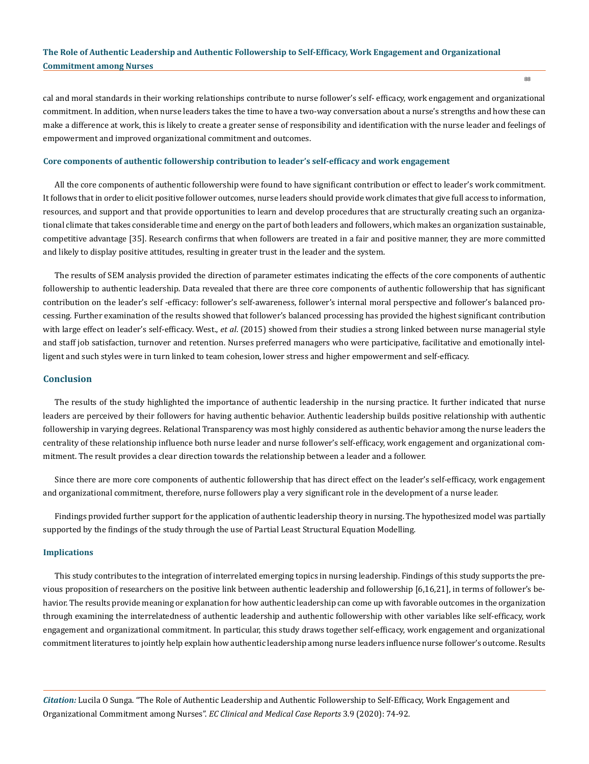cal and moral standards in their working relationships contribute to nurse follower's self- efficacy, work engagement and organizational commitment. In addition, when nurse leaders takes the time to have a two-way conversation about a nurse's strengths and how these can make a difference at work, this is likely to create a greater sense of responsibility and identification with the nurse leader and feelings of empowerment and improved organizational commitment and outcomes.

### Core components of authentic followership contribution to leader's self-efficacy and work engagement

All the core components of authentic followership were found to have significant contribution or effect to leader's work commitment. It follows that in order to elicit positive follower outcomes, nurse leaders should provide work climates that give full access to information, resources, and support and that provide opportunities to learn and develop procedures that are structurally creating such an organizational climate that takes considerable time and energy on the part of both leaders and followers, which makes an organization sustainable, competitive advantage [35]. Research confirms that when followers are treated in a fair and positive manner, they are more committed and likely to display positive attitudes, resulting in greater trust in the leader and the system.

The results of SEM analysis provided the direction of parameter estimates indicating the effects of the core components of authentic followership to authentic leadership. Data revealed that there are three core components of authentic followership that has significant contribution on the leader's self -efficacy: follower's self-awareness, follower's internal moral perspective and follower's balanced processing. Further examination of the results showed that follower's balanced processing has provided the highest significant contribution with large effect on leader's self-efficacy. West., *et al*. (2015) showed from their studies a strong linked between nurse managerial style and staff job satisfaction, turnover and retention. Nurses preferred managers who were participative, facilitative and emotionally intelligent and such styles were in turn linked to team cohesion, lower stress and higher empowerment and self-efficacy.

## Conclusion

The results of the study highlighted the importance of authentic leadership in the nursing practice. It further indicated that nurse leaders are perceived by their followers for having authentic behavior. Authentic leadership builds positive relationship with authentic followership in varying degrees. Relational Transparency was most highly considered as authentic behavior among the nurse leaders the centrality of these relationship influence both nurse leader and nurse follower's self-efficacy, work engagement and organizational commitment. The result provides a clear direction towards the relationship between a leader and a follower.

Since there are more core components of authentic followership that has direct effect on the leader's self-efficacy, work engagement and organizational commitment, therefore, nurse followers play a very significant role in the development of a nurse leader.

Findings provided further support for the application of authentic leadership theory in nursing. The hypothesized model was partially supported by the findings of the study through the use of Partial Least Structural Equation Modelling.

### Implications

This study contributes to the integration of interrelated emerging topics in nursing leadership. Findings of this study supports the previous proposition of researchers on the positive link between authentic leadership and followership [6,16,21], in terms of follower's behavior. The results provide meaning or explanation for how authentic leadership can come up with favorable outcomes in the organization through examining the interrelatedness of authentic leadership and authentic followership with other variables like self-efficacy, work engagement and organizational commitment. In particular, this study draws together self-efficacy, work engagement and organizational commitment literatures to jointly help explain how authentic leadership among nurse leaders influence nurse follower's outcome. Results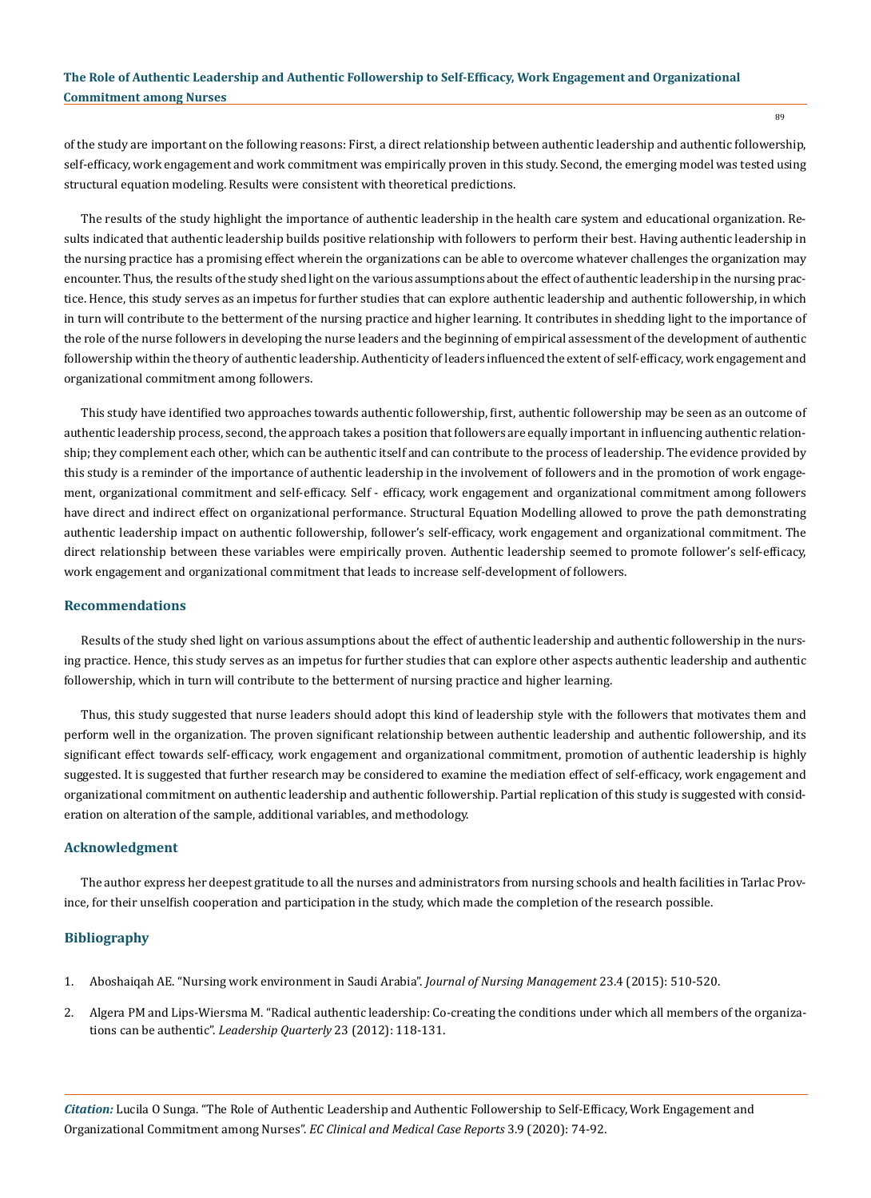of the study are important on the following reasons: First, a direct relationship between authentic leadership and authentic followership, self-efficacy, work engagement and work commitment was empirically proven in this study. Second, the emerging model was tested using structural equation modeling. Results were consistent with theoretical predictions.

The results of the study highlight the importance of authentic leadership in the health care system and educational organization. Results indicated that authentic leadership builds positive relationship with followers to perform their best. Having authentic leadership in the nursing practice has a promising effect wherein the organizations can be able to overcome whatever challenges the organization may encounter. Thus, the results of the study shed light on the various assumptions about the effect of authentic leadership in the nursing practice. Hence, this study serves as an impetus for further studies that can explore authentic leadership and authentic followership, in which in turn will contribute to the betterment of the nursing practice and higher learning. It contributes in shedding light to the importance of the role of the nurse followers in developing the nurse leaders and the beginning of empirical assessment of the development of authentic followership within the theory of authentic leadership. Authenticity of leaders influenced the extent of self-efficacy, work engagement and organizational commitment among followers.

This study have identified two approaches towards authentic followership, first, authentic followership may be seen as an outcome of authentic leadership process, second, the approach takes a position that followers are equally important in influencing authentic relationship; they complement each other, which can be authentic itself and can contribute to the process of leadership. The evidence provided by this study is a reminder of the importance of authentic leadership in the involvement of followers and in the promotion of work engagement, organizational commitment and self-efficacy. Self - efficacy, work engagement and organizational commitment among followers have direct and indirect effect on organizational performance. Structural Equation Modelling allowed to prove the path demonstrating authentic leadership impact on authentic followership, follower's self-efficacy, work engagement and organizational commitment. The direct relationship between these variables were empirically proven. Authentic leadership seemed to promote follower's self-efficacy, work engagement and organizational commitment that leads to increase self-development of followers.

## Recommendations

Results of the study shed light on various assumptions about the effect of authentic leadership and authentic followership in the nursing practice. Hence, this study serves as an impetus for further studies that can explore other aspects authentic leadership and authentic followership, which in turn will contribute to the betterment of nursing practice and higher learning.

Thus, this study suggested that nurse leaders should adopt this kind of leadership style with the followers that motivates them and perform well in the organization. The proven significant relationship between authentic leadership and authentic followership, and its significant effect towards self-efficacy, work engagement and organizational commitment, promotion of authentic leadership is highly suggested. It is suggested that further research may be considered to examine the mediation effect of self-efficacy, work engagement and organizational commitment on authentic leadership and authentic followership. Partial replication of this study is suggested with consideration on alteration of the sample, additional variables, and methodology.

## Acknowledgment

The author express her deepest gratitude to all the nurses and administrators from nursing schools and health facilities in Tarlac Province, for their unselfish cooperation and participation in the study, which made the completion of the research possible.

## Bibliography

1. Aboshaiqah AE. "Nursing work environment in Saudi Arabia". *Journal of Nursing Management* 23.4 (2015): 510-520.
2. Algera PM and Lips-Wiersma M. "Radical authentic leadership: Co-creating the conditions under which all members of the organizations can be authentic". *Leadership Quarterly* 23 (2012): 118-131.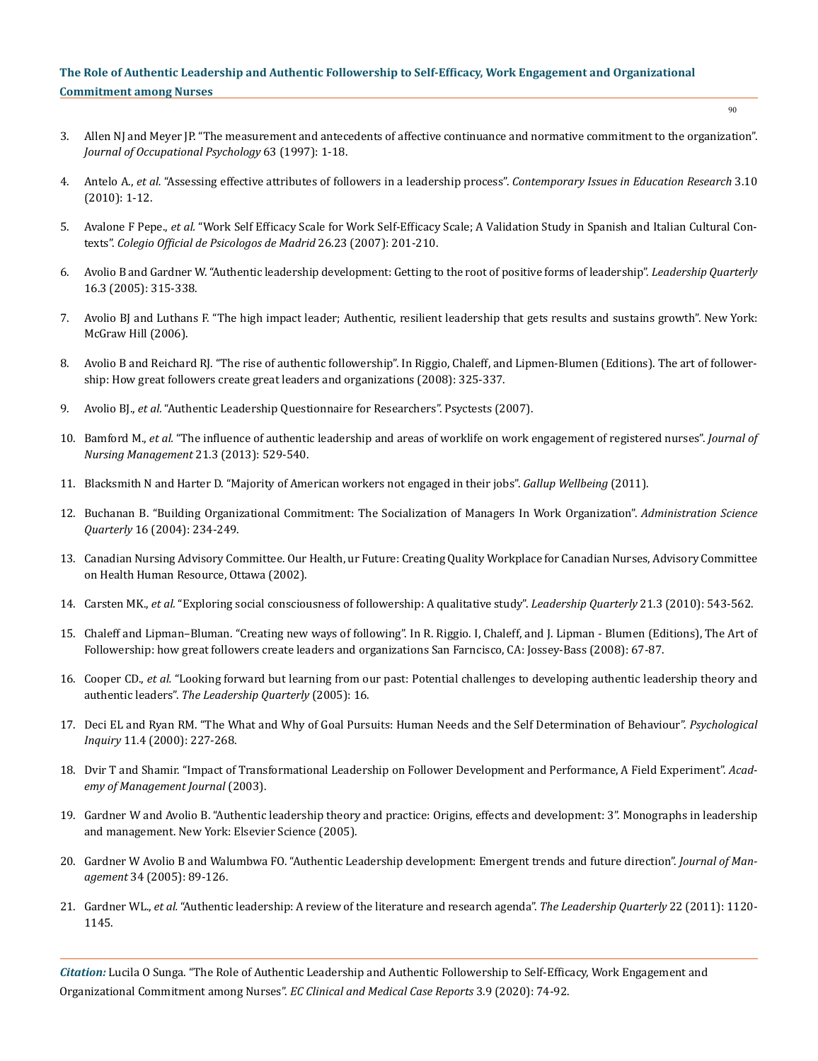3. Allen NJ and Meyer JP. "The measurement and antecedents of affective continuance and normative commitment to the organization". *Journal of Occupational Psychology* 63 (1997): 1-18.

4. Antelo A., *et al.* "Assessing effective attributes of followers in a leadership process". *Contemporary Issues in Education Research* 3.10 (2010): 1-12.

5. Avalone F Pepe., *et al.* "Work Self Efficacy Scale for Work Self-Efficacy Scale; A Validation Study in Spanish and Italian Cultural Contexts". *Colegio Official de Psicologos de Madrid* 26.23 (2007): 201-210.

6. Avolio B and Gardner W. "Authentic leadership development: Getting to the root of positive forms of leadership". *Leadership Quarterly* 16.3 (2005): 315-338.

7. Avolio BJ and Luthans F. "The high impact leader; Authentic, resilient leadership that gets results and sustains growth". New York: McGraw Hill (2006).

8. Avolio B and Reichard RJ. "The rise of authentic followership". In Riggio, Chaleff, and Lipmen-Blumen (Editions). The art of followership: How great followers create great leaders and organizations (2008): 325-337.

9. Avolio BJ., *et al.* "Authentic Leadership Questionnaire for Researchers". Psyctests (2007).

10. Bamford M., *et al.* "The influence of authentic leadership and areas of worklife on work engagement of registered nurses". *Journal of Nursing Management* 21.3 (2013): 529-540.

11. Blacksmith N and Harter D. "Majority of American workers not engaged in their jobs". *Gallup Wellbeing* (2011).

12. Buchanan B. "Building Organizational Commitment: The Socialization of Managers In Work Organization". *Administration Science Quarterly* 16 (2004): 234-249.

13. Canadian Nursing Advisory Committee. Our Health, ur Future: Creating Quality Workplace for Canadian Nurses, Advisory Committee on Health Human Resource, Ottawa (2002).

14. Carsten MK., *et al.* "Exploring social consciousness of followership: A qualitative study". *Leadership Quarterly* 21.3 (2010): 543-562.

15. Chaleff and Lipman–Bluman. "Creating new ways of following". In R. Riggio. I, Chaleff, and J. Lipman - Blumen (Editions), The Art of Followership: how great followers create leaders and organizations San Farncisco, CA: Jossey-Bass (2008): 67-87.

16. Cooper CD., *et al.* "Looking forward but learning from our past: Potential challenges to developing authentic leadership theory and authentic leaders". *The Leadership Quarterly* (2005): 16.

17. Deci EL and Ryan RM. "The What and Why of Goal Pursuits: Human Needs and the Self Determination of Behaviour". *Psychological Inquiry* 11.4 (2000): 227-268.

18. Dvir T and Shamir. "Impact of Transformational Leadership on Follower Development and Performance, A Field Experiment". *Academy of Management Journal* (2003).

19. Gardner W and Avolio B. "Authentic leadership theory and practice: Origins, effects and development: 3". Monographs in leadership and management. New York: Elsevier Science (2005).

20. Gardner W Avolio B and Walumbwa FO. "Authentic Leadership development: Emergent trends and future direction". *Journal of Management* 34 (2005): 89-126.

21. Gardner WL., *et al.* "Authentic leadership: A review of the literature and research agenda". *The Leadership Quarterly* 22 (2011): 1120-1145.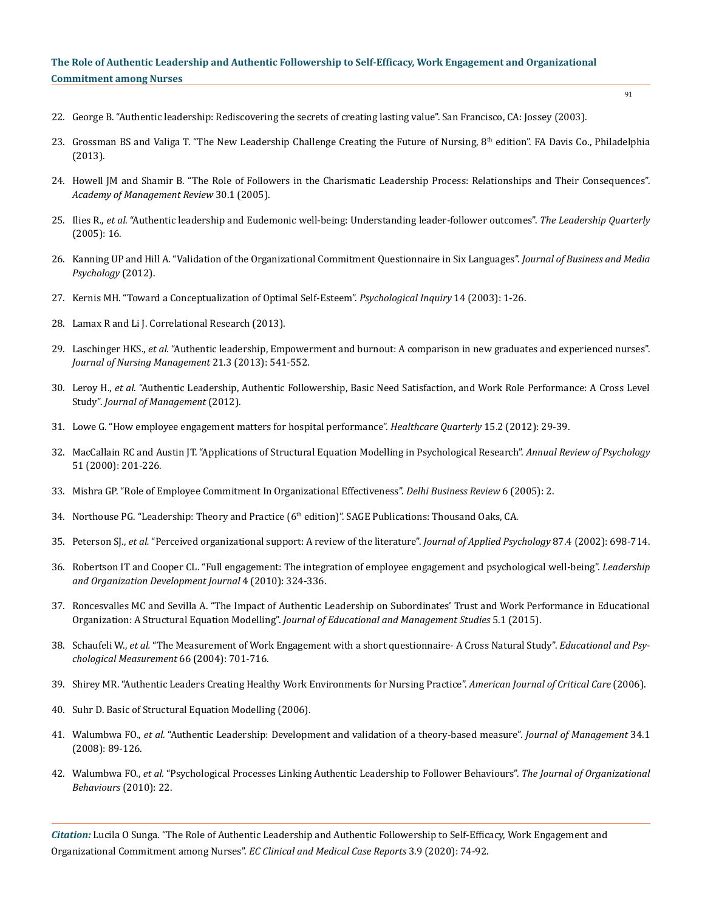22. George B. "Authentic leadership: Rediscovering the secrets of creating lasting value". San Francisco, CA: Jossey (2003).

23. Grossman BS and Valiga T. "The New Leadership Challenge Creating the Future of Nursing, 8th edition". FA Davis Co., Philadelphia (2013).

24. Howell JM and Shamir B. "The Role of Followers in the Charismatic Leadership Process: Relationships and Their Consequences". *Academy of Management Review* 30.1 (2005).

25. Ilies R., *et al.* "Authentic leadership and Eudemonic well-being: Understanding leader-follower outcomes". *The Leadership Quarterly* (2005): 16.

26. Kanning UP and Hill A. "Validation of the Organizational Commitment Questionnaire in Six Languages". *Journal of Business and Media Psychology* (2012).

27. Kernis MH. "Toward a Conceptualization of Optimal Self-Esteem". *Psychological Inquiry* 14 (2003): 1-26.

28. Lamax R and Li J. Correlational Research (2013).

29. Laschinger HKS., *et al.* "Authentic leadership, Empowerment and burnout: A comparison in new graduates and experienced nurses". *Journal of Nursing Management* 21.3 (2013): 541-552.

30. Leroy H., *et al.* "Authentic Leadership, Authentic Followership, Basic Need Satisfaction, and Work Role Performance: A Cross Level Study". *Journal of Management* (2012).

31. Lowe G. "How employee engagement matters for hospital performance". *Healthcare Quarterly* 15.2 (2012): 29-39.

32. MacCallain RC and Austin JT. "Applications of Structural Equation Modelling in Psychological Research". *Annual Review of Psychology* 51 (2000): 201-226.

33. Mishra GP. "Role of Employee Commitment In Organizational Effectiveness". *Delhi Business Review* 6 (2005): 2.

34. Northouse PG. "Leadership: Theory and Practice (6th edition)". SAGE Publications: Thousand Oaks, CA.

35. Peterson SJ., *et al.* "Perceived organizational support: A review of the literature". *Journal of Applied Psychology* 87.4 (2002): 698-714.

36. Robertson IT and Cooper CL. "Full engagement: The integration of employee engagement and psychological well-being". *Leadership and Organization Development Journal* 4 (2010): 324-336.

37. Roncesvalles MC and Sevilla A. "The Impact of Authentic Leadership on Subordinates' Trust and Work Performance in Educational Organization: A Structural Equation Modelling". *Journal of Educational and Management Studies* 5.1 (2015).

38. Schaufeli W., *et al.* "The Measurement of Work Engagement with a short questionnaire- A Cross Natural Study". *Educational and Psychological Measurement* 66 (2004): 701-716.

39. Shirey MR. "Authentic Leaders Creating Healthy Work Environments for Nursing Practice". *American Journal of Critical Care* (2006).

40. Suhr D. Basic of Structural Equation Modelling (2006).

41. Walumbwa FO., *et al.* "Authentic Leadership: Development and validation of a theory-based measure". *Journal of Management* 34.1 (2008): 89-126.

42. Walumbwa FO., *et al.* "Psychological Processes Linking Authentic Leadership to Follower Behaviours". *The Journal of Organizational Behaviours* (2010): 22.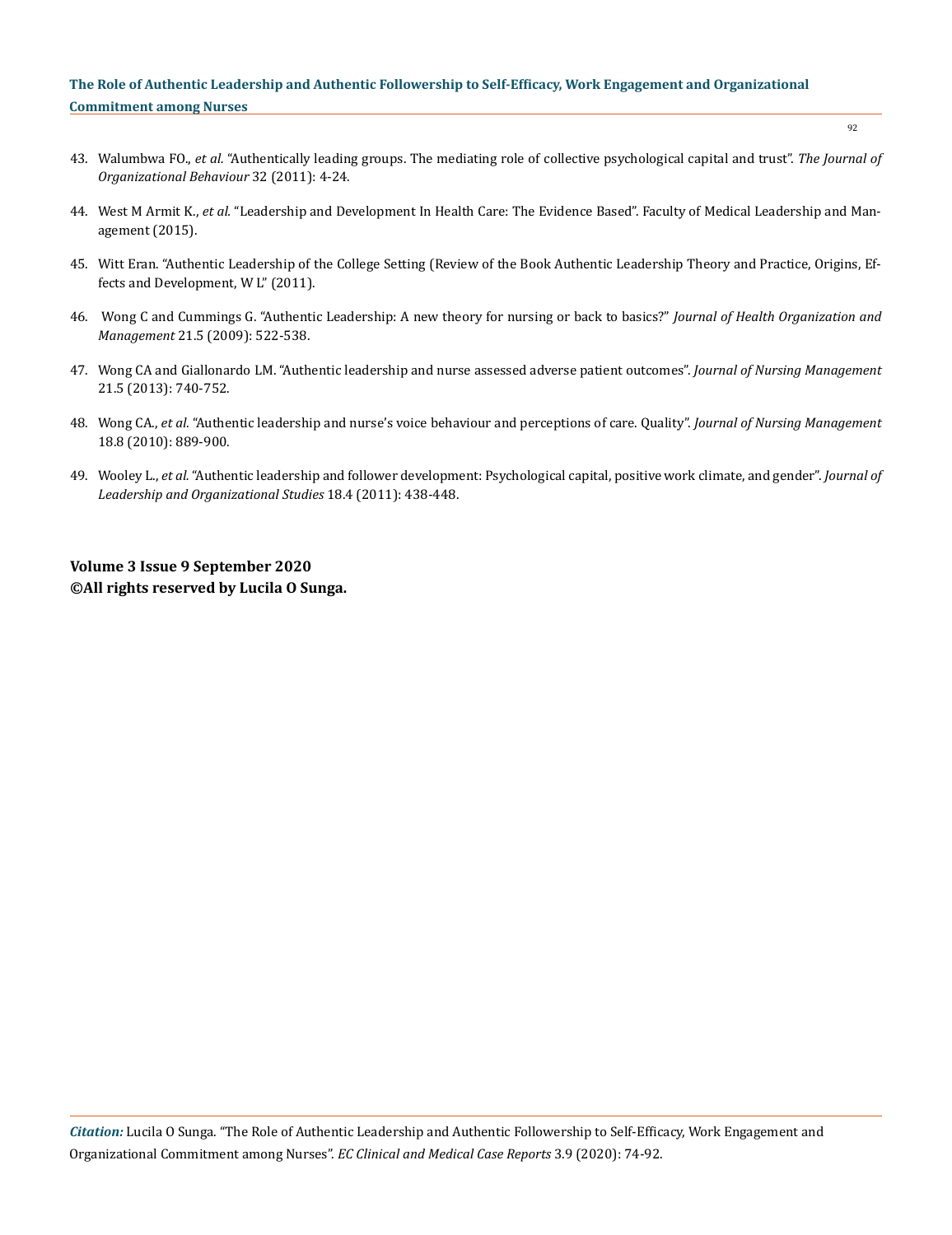43. Walumbwa FO., *et al.* "Authentically leading groups. The mediating role of collective psychological capital and trust". *The Journal of Organizational Behaviour* 32 (2011): 4-24.

44. West M Armit K., *et al.* "Leadership and Development In Health Care: The Evidence Based". Faculty of Medical Leadership and Management (2015).

45. Witt Eran. "Authentic Leadership of the College Setting (Review of the Book Authentic Leadership Theory and Practice, Origins, Effects and Development, W L" (2011).

46. Wong C and Cummings G. "Authentic Leadership: A new theory for nursing or back to basics?" *Journal of Health Organization and Management* 21.5 (2009): 522-538.

47. Wong CA and Giallonardo LM. "Authentic leadership and nurse assessed adverse patient outcomes". *Journal of Nursing Management* 21.5 (2013): 740-752.

48. Wong CA., *et al.* "Authentic leadership and nurse's voice behaviour and perceptions of care. Quality". *Journal of Nursing Management* 18.8 (2010): 889-900.

49. Wooley L., *et al.* "Authentic leadership and follower development: Psychological capital, positive work climate, and gender". *Journal of Leadership and Organizational Studies* 18.4 (2011): 438-448.

**Volume 3 Issue 9 September 2020**
**©All rights reserved by Lucila O Sunga.**